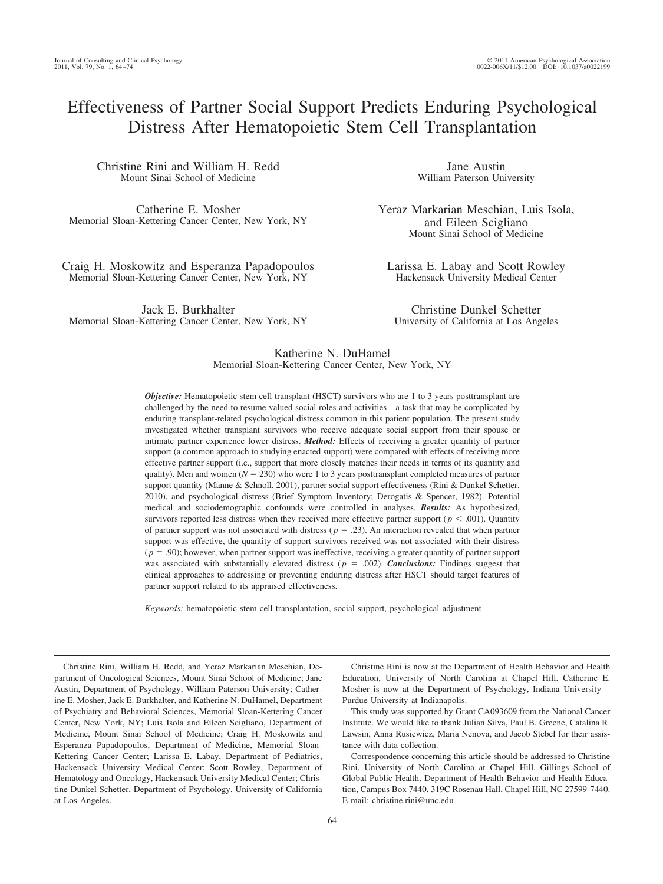# Effectiveness of Partner Social Support Predicts Enduring Psychological Distress After Hematopoietic Stem Cell Transplantation

Christine Rini and William H. Redd
Mount Sinai School of Medicine

Jane Austin
William Paterson University

Catherine E. Mosher
Memorial Sloan-Kettering Cancer Center, New York, NY

Yeraz Markarian Meschian, Luis Isola, and Eileen Scigliano
Mount Sinai School of Medicine

Craig H. Moskowitz and Esperanza Papadopoulos
Memorial Sloan-Kettering Cancer Center, New York, NY

Larissa E. Labay and Scott Rowley
Hackensack University Medical Center

Jack E. Burkhalter
Memorial Sloan-Kettering Cancer Center, New York, NY

Christine Dunkel Schetter
University of California at Los Angeles

Katherine N. DuHamel
Memorial Sloan-Kettering Cancer Center, New York, NY

***Objective:*** Hematopoietic stem cell transplant (HSCT) survivors who are 1 to 3 years posttransplant are challenged by the need to resume valued social roles and activities—a task that may be complicated by enduring transplant-related psychological distress common in this patient population. The present study investigated whether transplant survivors who receive adequate social support from their spouse or intimate partner experience lower distress. ***Method:*** Effects of receiving a greater quantity of partner support (a common approach to studying enacted support) were compared with effects of receiving more effective partner support (i.e., support that more closely matches their needs in terms of its quantity and quality). Men and women ($N = 230$) who were 1 to 3 years posttransplant completed measures of partner support quantity (Manne & Schnoll, 2001), partner social support effectiveness (Rini & Dunkel Schetter, 2010), and psychological distress (Brief Symptom Inventory; Derogatis & Spencer, 1982). Potential medical and sociodemographic confounds were controlled in analyses. ***Results:*** As hypothesized, survivors reported less distress when they received more effective partner support ($p < .001$). Quantity of partner support was not associated with distress ($p = .23$). An interaction revealed that when partner support was effective, the quantity of support survivors received was not associated with their distress ($p = .90$); however, when partner support was ineffective, receiving a greater quantity of partner support was associated with substantially elevated distress ($p = .002$). ***Conclusions:*** Findings suggest that clinical approaches to addressing or preventing enduring distress after HSCT should target features of partner support related to its appraised effectiveness.

*Keywords:* hematopoietic stem cell transplantation, social support, psychological adjustment

---

Christine Rini, William H. Redd, and Yeraz Markarian Meschian, Department of Oncological Sciences, Mount Sinai School of Medicine; Jane Austin, Department of Psychology, William Paterson University; Catherine E. Mosher, Jack E. Burkhalter, and Katherine N. DuHamel, Department of Psychiatry and Behavioral Sciences, Memorial Sloan-Kettering Cancer Center, New York, NY; Luis Isola and Eileen Scigliano, Department of Medicine, Mount Sinai School of Medicine; Craig H. Moskowitz and Esperanza Papadopoulos, Department of Medicine, Memorial Sloan-Kettering Cancer Center; Larissa E. Labay, Department of Pediatrics, Hackensack University Medical Center; Scott Rowley, Department of Hematology and Oncology, Hackensack University Medical Center; Christine Dunkel Schetter, Department of Psychology, University of California at Los Angeles.

Christine Rini is now at the Department of Health Behavior and Health Education, University of North Carolina at Chapel Hill. Catherine E. Mosher is now at the Department of Psychology, Indiana University—Purdue University at Indianapolis.

This study was supported by Grant CA093609 from the National Cancer Institute. We would like to thank Julian Silva, Paul B. Greene, Catalina R. Lawsin, Anna Rusiewicz, Maria Nenova, and Jacob Stebel for their assistance with data collection.

Correspondence concerning this article should be addressed to Christine Rini, University of North Carolina at Chapel Hill, Gillings School of Global Public Health, Department of Health Behavior and Health Education, Campus Box 7440, 319C Rosenau Hall, Chapel Hill, NC 27599-7440. E-mail: christine.rini@unc.edu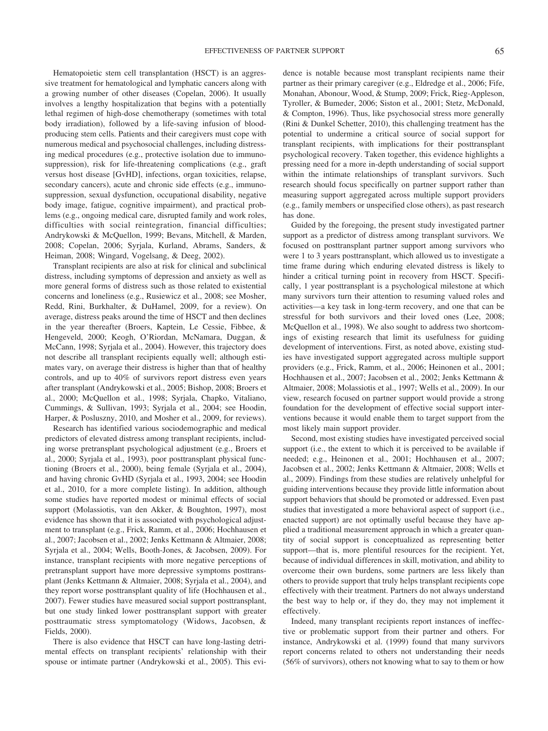Hematopoietic stem cell transplantation (HSCT) is an aggressive treatment for hematological and lymphatic cancers along with a growing number of other diseases (Copelan, 2006). It usually involves a lengthy hospitalization that begins with a potentially lethal regimen of high-dose chemotherapy (sometimes with total body irradiation), followed by a life-saving infusion of blood-producing stem cells. Patients and their caregivers must cope with numerous medical and psychosocial challenges, including distressing medical procedures (e.g., protective isolation due to immunosuppression), risk for life-threatening complications (e.g., graft versus host disease [GvHD], infections, organ toxicities, relapse, secondary cancers), acute and chronic side effects (e.g., immunosuppression, sexual dysfunction, occupational disability, negative body image, fatigue, cognitive impairment), and practical problems (e.g., ongoing medical care, disrupted family and work roles, difficulties with social reintegration, financial difficulties; Andrykowski & McQuellon, 1999; Bevans, Mitchell, & Marden, 2008; Copelan, 2006; Syrjala, Kurland, Abrams, Sanders, & Heiman, 2008; Wingard, Vogelsang, & Deeg, 2002).

Transplant recipients are also at risk for clinical and subclinical distress, including symptoms of depression and anxiety as well as more general forms of distress such as those related to existential concerns and loneliness (e.g., Rusiewicz et al., 2008; see Mosher, Redd, Rini, Burkhalter, & DuHamel, 2009, for a review). On average, distress peaks around the time of HSCT and then declines in the year thereafter (Broers, Kaptein, Le Cessie, Fibbee, & Hengeveld, 2000; Keogh, O'Riordan, McNamara, Duggan, & McCann, 1998; Syrjala et al., 2004). However, this trajectory does not describe all transplant recipients equally well; although estimates vary, on average their distress is higher than that of healthy controls, and up to 40% of survivors report distress even years after transplant (Andrykowski et al., 2005; Bishop, 2008; Broers et al., 2000; McQuellon et al., 1998; Syrjala, Chapko, Vitaliano, Cummings, & Sullivan, 1993; Syrjala et al., 2004; see Hoodin, Harper, & Posluszny, 2010, and Mosher et al., 2009, for reviews).

Research has identified various sociodemographic and medical predictors of elevated distress among transplant recipients, including worse pretransplant psychological adjustment (e.g., Broers et al., 2000; Syrjala et al., 1993), poor posttransplant physical functioning (Broers et al., 2000), being female (Syrjala et al., 2004), and having chronic GvHD (Syrjala et al., 1993, 2004; see Hoodin et al., 2010, for a more complete listing). In addition, although some studies have reported modest or minimal effects of social support (Molassiotis, van den Akker, & Boughton, 1997), most evidence has shown that it is associated with psychological adjustment to transplant (e.g., Frick, Ramm, et al., 2006; Hochhausen et al., 2007; Jacobsen et al., 2002; Jenks Kettmann & Altmaier, 2008; Syrjala et al., 2004; Wells, Booth-Jones, & Jacobsen, 2009). For instance, transplant recipients with more negative perceptions of pretransplant support have more depressive symptoms posttransplant (Jenks Kettmann & Altmaier, 2008; Syrjala et al., 2004), and they report worse posttransplant quality of life (Hochhausen et al., 2007). Fewer studies have measured social support posttransplant, but one study linked lower posttransplant support with greater posttraumatic stress symptomatology (Widows, Jacobsen, & Fields, 2000).

There is also evidence that HSCT can have long-lasting detrimental effects on transplant recipients' relationship with their spouse or intimate partner (Andrykowski et al., 2005). This evidence is notable because most transplant recipients name their partner as their primary caregiver (e.g., Eldredge et al., 2006; Fife, Monahan, Abonour, Wood, & Stump, 2009; Frick, Rieg-Appleson, Tyroller, & Bumeder, 2006; Siston et al., 2001; Stetz, McDonald, & Compton, 1996). Thus, like psychosocial stress more generally (Rini & Dunkel Schetter, 2010), this challenging treatment has the potential to undermine a critical source of social support for transplant recipients, with implications for their posttransplant psychological recovery. Taken together, this evidence highlights a pressing need for a more in-depth understanding of social support within the intimate relationships of transplant survivors. Such research should focus specifically on partner support rather than measuring support aggregated across multiple support providers (e.g., family members or unspecified close others), as past research has done.

Guided by the foregoing, the present study investigated partner support as a predictor of distress among transplant survivors. We focused on posttransplant partner support among survivors who were 1 to 3 years posttransplant, which allowed us to investigate a time frame during which enduring elevated distress is likely to hinder a critical turning point in recovery from HSCT. Specifically, 1 year posttransplant is a psychological milestone at which many survivors turn their attention to resuming valued roles and activities—a key task in long-term recovery, and one that can be stressful for both survivors and their loved ones (Lee, 2008; McQuellon et al., 1998). We also sought to address two shortcomings of existing research that limit its usefulness for guiding development of interventions. First, as noted above, existing studies have investigated support aggregated across multiple support providers (e.g., Frick, Ramm, et al., 2006; Heinonen et al., 2001; Hochhausen et al., 2007; Jacobsen et al., 2002; Jenks Kettmann & Altmaier, 2008; Molassiotis et al., 1997; Wells et al., 2009). In our view, research focused on partner support would provide a strong foundation for the development of effective social support interventions because it would enable them to target support from the most likely main support provider.

Second, most existing studies have investigated perceived social support (i.e., the extent to which it is perceived to be available if needed; e.g., Heinonen et al., 2001; Hochhausen et al., 2007; Jacobsen et al., 2002; Jenks Kettmann & Altmaier, 2008; Wells et al., 2009). Findings from these studies are relatively unhelpful for guiding interventions because they provide little information about support behaviors that should be promoted or addressed. Even past studies that investigated a more behavioral aspect of support (i.e., enacted support) are not optimally useful because they have applied a traditional measurement approach in which a greater quantity of social support is conceptualized as representing better support—that is, more plentiful resources for the recipient. Yet, because of individual differences in skill, motivation, and ability to overcome their own burdens, some partners are less likely than others to provide support that truly helps transplant recipients cope effectively with their treatment. Partners do not always understand the best way to help or, if they do, they may not implement it effectively.

Indeed, many transplant recipients report instances of ineffective or problematic support from their partner and others. For instance, Andrykowski et al. (1999) found that many survivors report concerns related to others not understanding their needs (56% of survivors), others not knowing what to say to them or how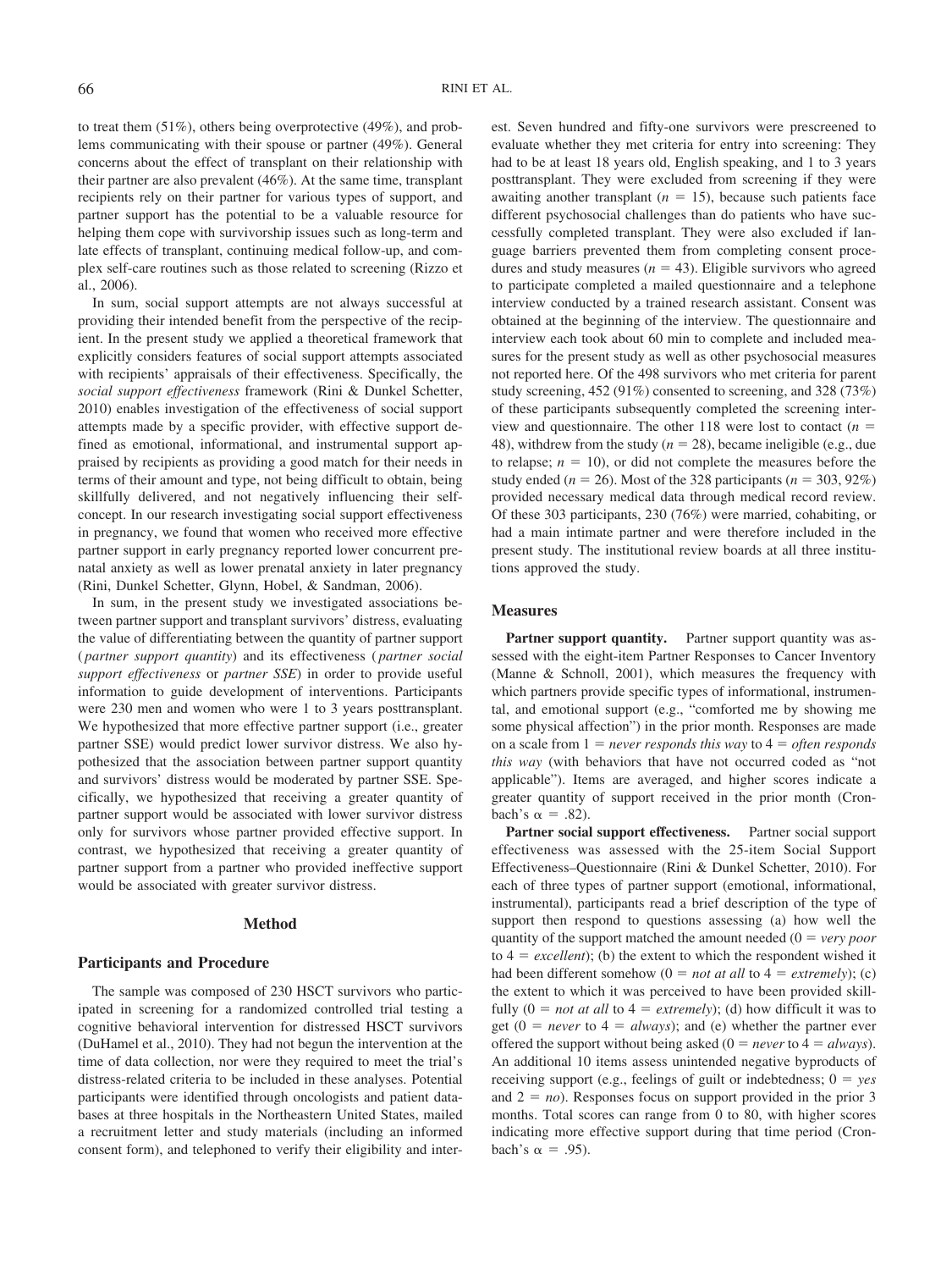to treat them (51%), others being overprotective (49%), and problems communicating with their spouse or partner (49%). General concerns about the effect of transplant on their relationship with their partner are also prevalent (46%). At the same time, transplant recipients rely on their partner for various types of support, and partner support has the potential to be a valuable resource for helping them cope with survivorship issues such as long-term and late effects of transplant, continuing medical follow-up, and complex self-care routines such as those related to screening (Rizzo et al., 2006).

In sum, social support attempts are not always successful at providing their intended benefit from the perspective of the recipient. In the present study we applied a theoretical framework that explicitly considers features of social support attempts associated with recipients' appraisals of their effectiveness. Specifically, the *social support effectiveness* framework (Rini & Dunkel Schetter, 2010) enables investigation of the effectiveness of social support attempts made by a specific provider, with effective support defined as emotional, informational, and instrumental support appraised by recipients as providing a good match for their needs in terms of their amount and type, not being difficult to obtain, being skillfully delivered, and not negatively influencing their self-concept. In our research investigating social support effectiveness in pregnancy, we found that women who received more effective partner support in early pregnancy reported lower concurrent prenatal anxiety as well as lower prenatal anxiety in later pregnancy (Rini, Dunkel Schetter, Glynn, Hobel, & Sandman, 2006).

In sum, in the present study we investigated associations between partner support and transplant survivors' distress, evaluating the value of differentiating between the quantity of partner support (*partner support quantity*) and its effectiveness (*partner social support effectiveness* or *partner SSE*) in order to provide useful information to guide development of interventions. Participants were 230 men and women who were 1 to 3 years posttransplant. We hypothesized that more effective partner support (i.e., greater partner SSE) would predict lower survivor distress. We also hypothesized that the association between partner support quantity and survivors' distress would be moderated by partner SSE. Specifically, we hypothesized that receiving a greater quantity of partner support would be associated with lower survivor distress only for survivors whose partner provided effective support. In contrast, we hypothesized that receiving a greater quantity of partner support from a partner who provided ineffective support would be associated with greater survivor distress.

## Method

### Participants and Procedure

The sample was composed of 230 HSCT survivors who participated in screening for a randomized controlled trial testing a cognitive behavioral intervention for distressed HSCT survivors (DuHamel et al., 2010). They had not begun the intervention at the time of data collection, nor were they required to meet the trial's distress-related criteria to be included in these analyses. Potential participants were identified through oncologists and patient databases at three hospitals in the Northeastern United States, mailed a recruitment letter and study materials (including an informed consent form), and telephoned to verify their eligibility and interest. Seven hundred and fifty-one survivors were prescreened to evaluate whether they met criteria for entry into screening: They had to be at least 18 years old, English speaking, and 1 to 3 years posttransplant. They were excluded from screening if they were awaiting another transplant ($n = 15$), because such patients face different psychosocial challenges than do patients who have successfully completed transplant. They were also excluded if language barriers prevented them from completing consent procedures and study measures ($n = 43$). Eligible survivors who agreed to participate completed a mailed questionnaire and a telephone interview conducted by a trained research assistant. Consent was obtained at the beginning of the interview. The questionnaire and interview each took about 60 min to complete and included measures for the present study as well as other psychosocial measures not reported here. Of the 498 survivors who met criteria for parent study screening, 452 (91%) consented to screening, and 328 (73%) of these participants subsequently completed the screening interview and questionnaire. The other 118 were lost to contact ($n = 48$), withdrew from the study ($n = 28$), became ineligible (e.g., due to relapse; $n = 10$), or did not complete the measures before the study ended ($n = 26$). Most of the 328 participants ($n = 303$, 92%) provided necessary medical data through medical record review. Of these 303 participants, 230 (76%) were married, cohabiting, or had a main intimate partner and were therefore included in the present study. The institutional review boards at all three institutions approved the study.

### Measures

**Partner support quantity.** Partner support quantity was assessed with the eight-item Partner Responses to Cancer Inventory (Manne & Schnoll, 2001), which measures the frequency with which partners provide specific types of informational, instrumental, and emotional support (e.g., "comforted me by showing me some physical affection") in the prior month. Responses are made on a scale from 1 = *never responds this way* to 4 = *often responds this way* (with behaviors that have not occurred coded as "not applicable"). Items are averaged, and higher scores indicate a greater quantity of support received in the prior month (Cronbach's $\alpha = .82$).

**Partner social support effectiveness.** Partner social support effectiveness was assessed with the 25-item Social Support Effectiveness–Questionnaire (Rini & Dunkel Schetter, 2010). For each of three types of partner support (emotional, informational, instrumental), participants read a brief description of the type of support then respond to questions assessing (a) how well the quantity of the support matched the amount needed (0 = *very poor* to 4 = *excellent*); (b) the extent to which the respondent wished it had been different somehow (0 = *not at all* to 4 = *extremely*); (c) the extent to which it was perceived to have been provided skillfully (0 = *not at all* to 4 = *extremely*); (d) how difficult it was to get (0 = *never* to 4 = *always*); and (e) whether the partner ever offered the support without being asked (0 = *never* to 4 = *always*). An additional 10 items assess unintended negative byproducts of receiving support (e.g., feelings of guilt or indebtedness; 0 = *yes* and 2 = *no*). Responses focus on support provided in the prior 3 months. Total scores can range from 0 to 80, with higher scores indicating more effective support during that time period (Cronbach's $\alpha = .95$).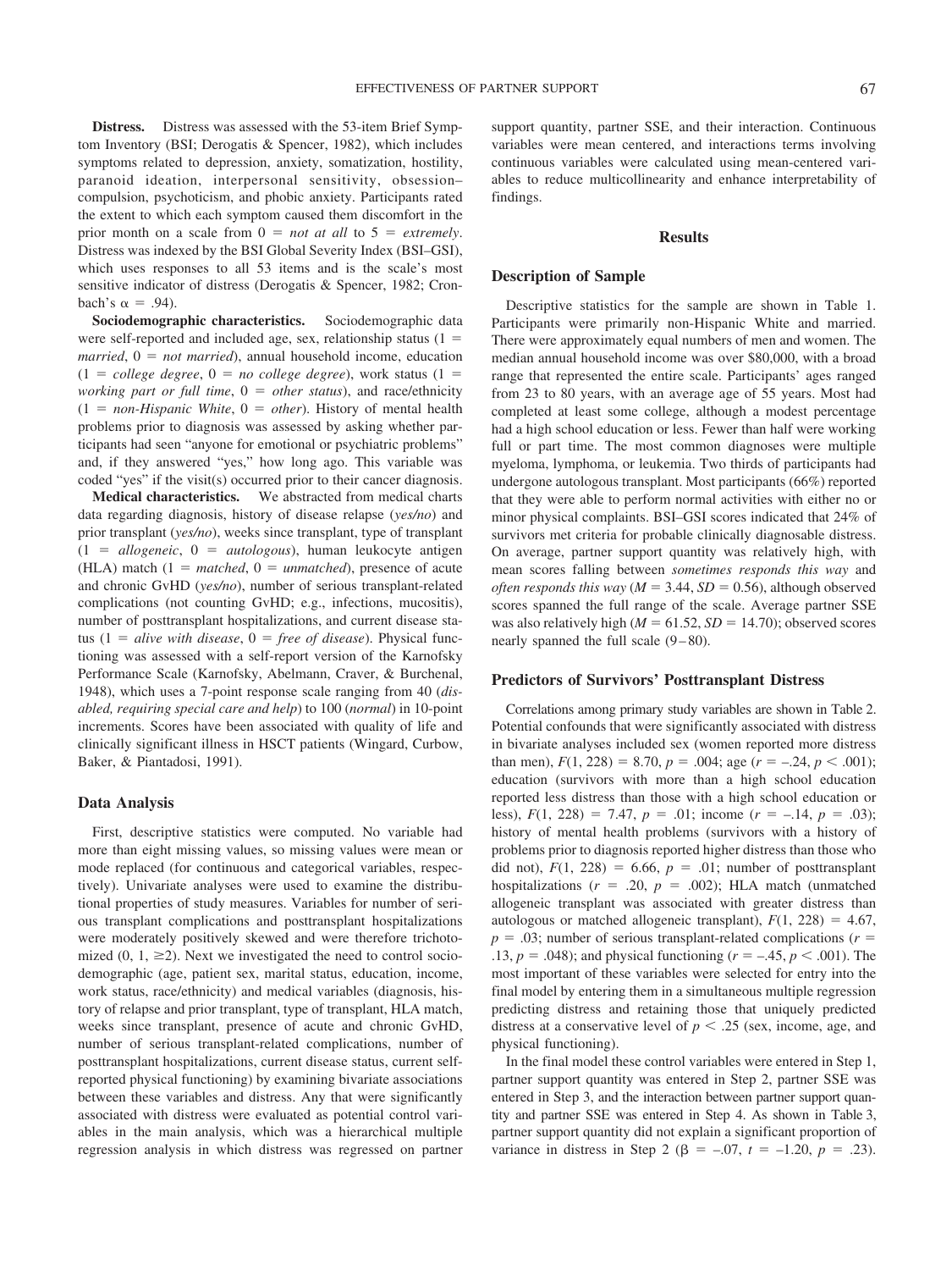**Distress.** Distress was assessed with the 53-item Brief Symptom Inventory (BSI; Derogatis & Spencer, 1982), which includes symptoms related to depression, anxiety, somatization, hostility, paranoid ideation, interpersonal sensitivity, obsession–compulsion, psychoticism, and phobic anxiety. Participants rated the extent to which each symptom caused them discomfort in the prior month on a scale from 0 = *not at all* to 5 = *extremely*. Distress was indexed by the BSI Global Severity Index (BSI–GSI), which uses responses to all 53 items and is the scale's most sensitive indicator of distress (Derogatis & Spencer, 1982; Cronbach's $\alpha = .94$).

**Sociodemographic characteristics.** Sociodemographic data were self-reported and included age, sex, relationship status (1 = *married*, 0 = *not married*), annual household income, education (1 = *college degree*, 0 = *no college degree*), work status (1 = *working part or full time*, 0 = *other status*), and race/ethnicity (1 = *non-Hispanic White*, 0 = *other*). History of mental health problems prior to diagnosis was assessed by asking whether participants had seen "anyone for emotional or psychiatric problems" and, if they answered "yes," how long ago. This variable was coded "yes" if the visit(s) occurred prior to their cancer diagnosis.

**Medical characteristics.** We abstracted from medical charts data regarding diagnosis, history of disease relapse (*yes/no*) and prior transplant (*yes/no*), weeks since transplant, type of transplant (1 = *allogeneic*, 0 = *autologous*), human leukocyte antigen (HLA) match (1 = *matched*, 0 = *unmatched*), presence of acute and chronic GvHD (*yes/no*), number of serious transplant-related complications (not counting GvHD; e.g., infections, mucositis), number of posttransplant hospitalizations, and current disease status (1 = *alive with disease*, 0 = *free of disease*). Physical functioning was assessed with a self-report version of the Karnofsky Performance Scale (Karnofsky, Abelmann, Craver, & Burchenal, 1948), which uses a 7-point response scale ranging from 40 (*disabled, requiring special care and help*) to 100 (*normal*) in 10-point increments. Scores have been associated with quality of life and clinically significant illness in HSCT patients (Wingard, Curbow, Baker, & Piantadosi, 1991).

## Data Analysis

First, descriptive statistics were computed. No variable had more than eight missing values, so missing values were mean or mode replaced (for continuous and categorical variables, respectively). Univariate analyses were used to examine the distributional properties of study measures. Variables for number of serious transplant complications and posttransplant hospitalizations were moderately positively skewed and were therefore trichotomized (0, 1, $\geq$2). Next we investigated the need to control sociodemographic (age, patient sex, marital status, education, income, work status, race/ethnicity) and medical variables (diagnosis, history of relapse and prior transplant, type of transplant, HLA match, weeks since transplant, presence of acute and chronic GvHD, number of serious transplant-related complications, number of posttransplant hospitalizations, current disease status, current self-reported physical functioning) by examining bivariate associations between these variables and distress. Any that were significantly associated with distress were evaluated as potential control variables in the main analysis, which was a hierarchical multiple regression analysis in which distress was regressed on partner support quantity, partner SSE, and their interaction. Continuous variables were mean centered, and interactions terms involving continuous variables were calculated using mean-centered variables to reduce multicollinearity and enhance interpretability of findings.

# Results

## Description of Sample

Descriptive statistics for the sample are shown in Table 1. Participants were primarily non-Hispanic White and married. There were approximately equal numbers of men and women. The median annual household income was over \$80,000, with a broad range that represented the entire scale. Participants' ages ranged from 23 to 80 years, with an average age of 55 years. Most had completed at least some college, although a modest percentage had a high school education or less. Fewer than half were working full or part time. The most common diagnoses were multiple myeloma, lymphoma, or leukemia. Two thirds of participants had undergone autologous transplant. Most participants (66%) reported that they were able to perform normal activities with either no or minor physical complaints. BSI–GSI scores indicated that 24% of survivors met criteria for probable clinically diagnosable distress. On average, partner support quantity was relatively high, with mean scores falling between *sometimes responds this way* and *often responds this way* ($M = 3.44$, $SD = 0.56$), although observed scores spanned the full range of the scale. Average partner SSE was also relatively high ($M = 61.52$, $SD = 14.70$); observed scores nearly spanned the full scale (9–80).

## Predictors of Survivors' Posttransplant Distress

Correlations among primary study variables are shown in Table 2. Potential confounds that were significantly associated with distress in bivariate analyses included sex (women reported more distress than men), $F(1, 228) = 8.70$, $p = .004$; age ($r = -.24$, $p < .001$); education (survivors with more than a high school education reported less distress than those with a high school education or less), $F(1, 228) = 7.47$, $p = .01$; income ($r = -.14$, $p = .03$); history of mental health problems (survivors with a history of problems prior to diagnosis reported higher distress than those who did not), $F(1, 228) = 6.66$, $p = .01$; number of posttransplant hospitalizations ($r = .20$, $p = .002$); HLA match (unmatched allogeneic transplant was associated with greater distress than autologous or matched allogeneic transplant), $F(1, 228) = 4.67$, $p = .03$; number of serious transplant-related complications ($r = .13$, $p = .048$); and physical functioning ($r = -.45$, $p < .001$). The most important of these variables were selected for entry into the final model by entering them in a simultaneous multiple regression predicting distress and retaining those that uniquely predicted distress at a conservative level of $p < .25$ (sex, income, age, and physical functioning).

In the final model these control variables were entered in Step 1, partner support quantity was entered in Step 2, partner SSE was entered in Step 3, and the interaction between partner support quantity and partner SSE was entered in Step 4. As shown in Table 3, partner support quantity did not explain a significant proportion of variance in distress in Step 2 ($\beta = -.07$, $t = -1.20$, $p = .23$).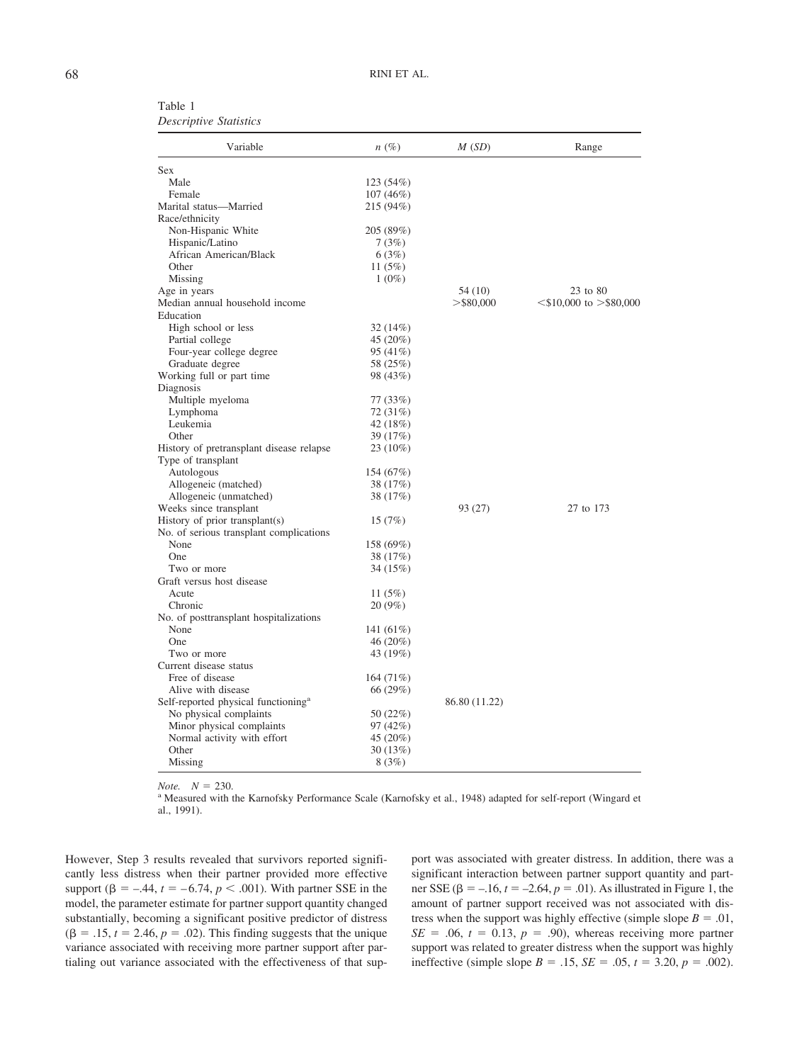Table 1
*Descriptive Statistics*

| Variable | *n* (%) | *M* (*SD*) | Range |
|---|---|---|---|
| Sex | | | |
| Male | 123 (54%) | | |
| Female | 107 (46%) | | |
| Marital status—Married | 215 (94%) | | |
| Race/ethnicity | | | |
| Non-Hispanic White | 205 (89%) | | |
| Hispanic/Latino | 7 (3%) | | |
| African American/Black | 6 (3%) | | |
| Other | 11 (5%) | | |
| Missing | 1 (0%) | | |
| Age in years | | 54 (10) | 23 to 80 |
| Median annual household income | | >$80,000 | <$10,000 to >$80,000 |
| Education | | | |
| High school or less | 32 (14%) | | |
| Partial college | 45 (20%) | | |
| Four-year college degree | 95 (41%) | | |
| Graduate degree | 58 (25%) | | |
| Working full or part time | 98 (43%) | | |
| Diagnosis | | | |
| Multiple myeloma | 77 (33%) | | |
| Lymphoma | 72 (31%) | | |
| Leukemia | 42 (18%) | | |
| Other | 39 (17%) | | |
| History of pretransplant disease relapse | 23 (10%) | | |
| Type of transplant | | | |
| Autologous | 154 (67%) | | |
| Allogeneic (matched) | 38 (17%) | | |
| Allogeneic (unmatched) | 38 (17%) | | |
| Weeks since transplant | | 93 (27) | 27 to 173 |
| History of prior transplant(s) | 15 (7%) | | |
| No. of serious transplant complications | | | |
| None | 158 (69%) | | |
| One | 38 (17%) | | |
| Two or more | 34 (15%) | | |
| Graft versus host disease | | | |
| Acute | 11 (5%) | | |
| Chronic | 20 (9%) | | |
| No. of posttransplant hospitalizations | | | |
| None | 141 (61%) | | |
| One | 46 (20%) | | |
| Two or more | 43 (19%) | | |
| Current disease status | | | |
| Free of disease | 164 (71%) | | |
| Alive with disease | 66 (29%) | | |
| Self-reported physical functioning[a] | | 86.80 (11.22) | |
| No physical complaints | 50 (22%) | | |
| Minor physical complaints | 97 (42%) | | |
| Normal activity with effort | 45 (20%) | | |
| Other | 30 (13%) | | |
| Missing | 8 (3%) | | |

*Note.* $N = 230$.
[a] Measured with the Karnofsky Performance Scale (Karnofsky et al., 1948) adapted for self-report (Wingard et al., 1991).

However, Step 3 results revealed that survivors reported significantly less distress when their partner provided more effective support ($\beta = -.44$, $t = -6.74$, $p < .001$). With partner SSE in the model, the parameter estimate for partner support quantity changed substantially, becoming a significant positive predictor of distress ($\beta = .15$, $t = 2.46$, $p = .02$). This finding suggests that the unique variance associated with receiving more partner support after partialing out variance associated with the effectiveness of that support was associated with greater distress. In addition, there was a significant interaction between partner support quantity and partner SSE ($\beta = -.16$, $t = -2.64$, $p = .01$). As illustrated in Figure 1, the amount of partner support received was not associated with distress when the support was highly effective (simple slope $B = .01$, $SE = .06$, $t = 0.13$, $p = .90$), whereas receiving more partner support was related to greater distress when the support was highly ineffective (simple slope $B = .15$, $SE = .05$, $t = 3.20$, $p = .002$).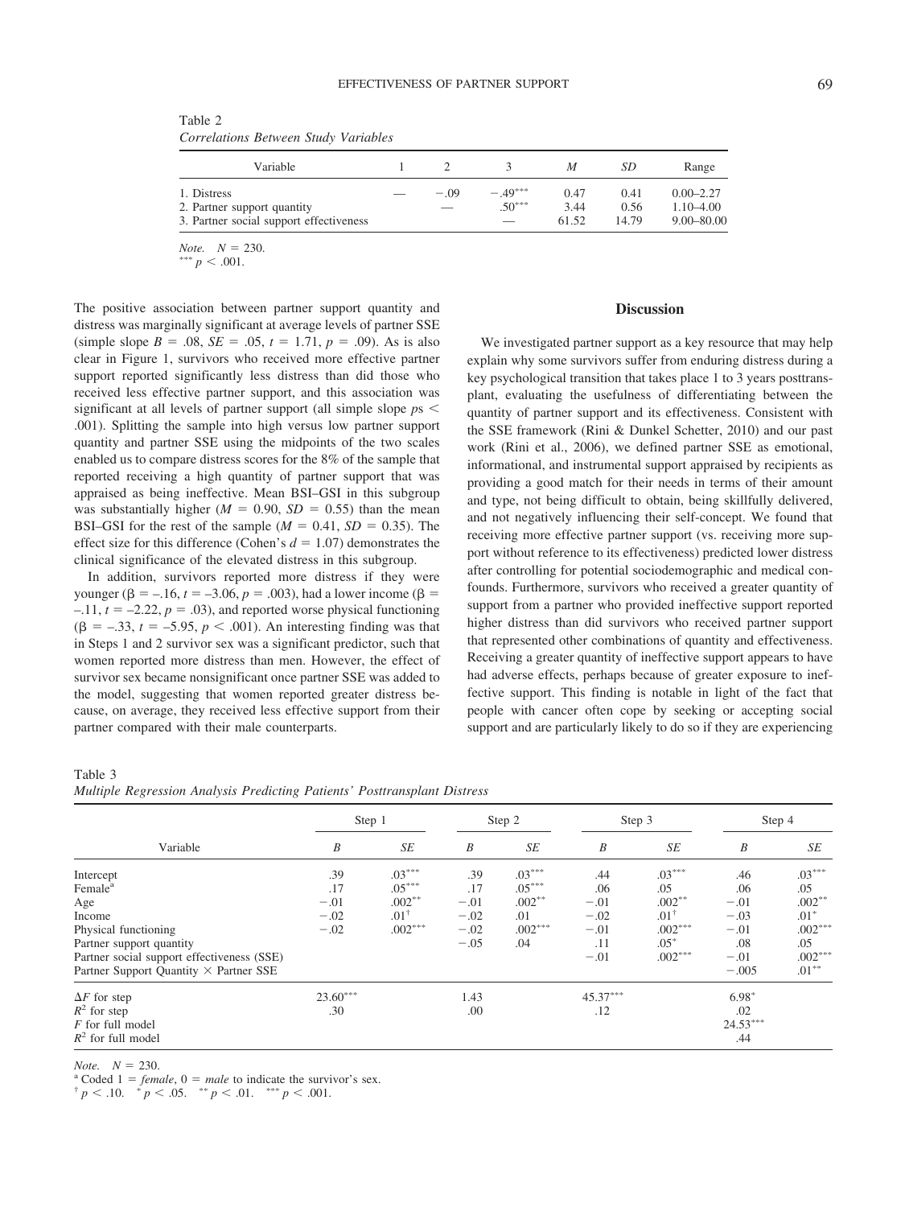Table 2
*Correlations Between Study Variables*

| Variable | 1 | 2 | 3 | *M* | *SD* | Range |
|---|---|---|---|---|---|---|
| 1. Distress | — | −.09 | −.49*** | 0.47 | 0.41 | 0.00–2.27 |
| 2. Partner support quantity | | — | .50*** | 3.44 | 0.56 | 1.10–4.00 |
| 3. Partner social support effectiveness | | | — | 61.52 | 14.79 | 9.00–80.00 |

*Note.* $N = 230$.
*** $p < .001$.

The positive association between partner support quantity and distress was marginally significant at average levels of partner SSE (simple slope $B = .08$, $SE = .05$, $t = 1.71$, $p = .09$). As is also clear in Figure 1, survivors who received more effective partner support reported significantly less distress than did those who received less effective partner support, and this association was significant at all levels of partner support (all simple slope $ps < .001$). Splitting the sample into high versus low partner support quantity and partner SSE using the midpoints of the two scales enabled us to compare distress scores for the 8% of the sample that reported receiving a high quantity of partner support that was appraised as being ineffective. Mean BSI–GSI in this subgroup was substantially higher ($M = 0.90$, $SD = 0.55$) than the mean BSI–GSI for the rest of the sample ($M = 0.41$, $SD = 0.35$). The effect size for this difference (Cohen's $d = 1.07$) demonstrates the clinical significance of the elevated distress in this subgroup.

In addition, survivors reported more distress if they were younger ($\beta = -.16$, $t = -3.06$, $p = .003$), had a lower income ($\beta = -.11$, $t = -2.22$, $p = .03$), and reported worse physical functioning ($\beta = -.33$, $t = -5.95$, $p < .001$). An interesting finding was that in Steps 1 and 2 survivor sex was a significant predictor, such that women reported more distress than men. However, the effect of survivor sex became nonsignificant once partner SSE was added to the model, suggesting that women reported greater distress because, on average, they received less effective support from their partner compared with their male counterparts.

## Discussion

We investigated partner support as a key resource that may help explain why some survivors suffer from enduring distress during a key psychological transition that takes place 1 to 3 years posttransplant, evaluating the usefulness of differentiating between the quantity of partner support and its effectiveness. Consistent with the SSE framework (Rini & Dunkel Schetter, 2010) and our past work (Rini et al., 2006), we defined partner SSE as emotional, informational, and instrumental support appraised by recipients as providing a good match for their needs in terms of their amount and type, not being difficult to obtain, being skillfully delivered, and not negatively influencing their self-concept. We found that receiving more effective partner support (vs. receiving more support without reference to its effectiveness) predicted lower distress after controlling for potential sociodemographic and medical confounds. Furthermore, survivors who received a greater quantity of support from a partner who provided ineffective support reported higher distress than did survivors who received partner support that represented other combinations of quantity and effectiveness. Receiving a greater quantity of ineffective support appears to have had adverse effects, perhaps because of greater exposure to ineffective support. This finding is notable in light of the fact that people with cancer often cope by seeking or accepting social support and are particularly likely to do so if they are experiencing

Table 3
*Multiple Regression Analysis Predicting Patients' Posttransplant Distress*

| | Step 1 | | Step 2 | | Step 3 | | Step 4 | |
|---|---|---|---|---|---|---|---|---|
| Variable | *B* | *SE* | *B* | *SE* | *B* | *SE* | *B* | *SE* |
| Intercept | .39 | .03*** | .39 | .03*** | .44 | .03*** | .46 | .03*** |
| Female[a] | .17 | .05*** | .17 | .05*** | .06 | .05 | .06 | .05 |
| Age | −.01 | .002** | −.01 | .002** | −.01 | .002** | −.01 | .002** |
| Income | −.02 | .01[†] | −.02 | .01 | −.02 | .01[†] | −.03 | .01* |
| Physical functioning | −.02 | .002*** | −.02 | .002*** | −.01 | .002*** | −.01 | .002*** |
| Partner support quantity | | | −.05 | .04 | .11 | .05* | .08 | .05 |
| Partner social support effectiveness (SSE) | | | | | −.01 | .002*** | −.01 | .002*** |
| Partner Support Quantity × Partner SSE | | | | | | | −.005 | .01** |
| $\Delta F$ for step | 23.60*** | | 1.43 | | 45.37*** | | 6.98* | |
| $R^2$ for step | .30 | | .00 | | .12 | | .02 | |
| *F* for full model | | | | | | | 24.53*** | |
| $R^2$ for full model | | | | | | | .44 | |

*Note.* $N = 230$.
[a] Coded 1 = *female*, 0 = *male* to indicate the survivor's sex.
[†] $p < .10$. * $p < .05$. ** $p < .01$. *** $p < .001$.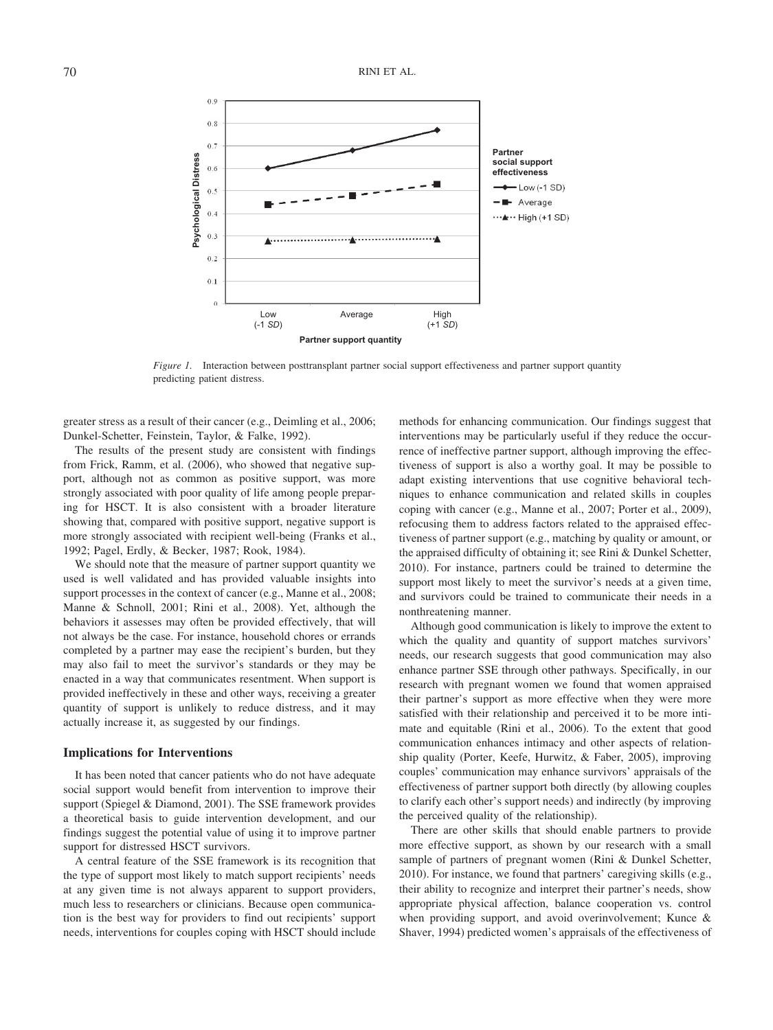0.9
0.8
0.7
0.6
0.5
0.4
0.3
0.2
0.1
0

Psychological Distress

Low
(-1 *SD*)

Average

High
(+1 *SD*)

Partner support quantity

**Partner social support effectiveness**

Low (-1 SD)

Average

High (+1 SD)

*Figure 1.* Interaction between posttransplant partner social support effectiveness and partner support quantity predicting patient distress.

greater stress as a result of their cancer (e.g., Deimling et al., 2006; Dunkel-Schetter, Feinstein, Taylor, & Falke, 1992).

The results of the present study are consistent with findings from Frick, Ramm, et al. (2006), who showed that negative support, although not as common as positive support, was more strongly associated with poor quality of life among people preparing for HSCT. It is also consistent with a broader literature showing that, compared with positive support, negative support is more strongly associated with recipient well-being (Franks et al., 1992; Pagel, Erdly, & Becker, 1987; Rook, 1984).

We should note that the measure of partner support quantity we used is well validated and has provided valuable insights into support processes in the context of cancer (e.g., Manne et al., 2008; Manne & Schnoll, 2001; Rini et al., 2008). Yet, although the behaviors it assesses may often be provided effectively, that will not always be the case. For instance, household chores or errands completed by a partner may ease the recipient's burden, but they may also fail to meet the survivor's standards or they may be enacted in a way that communicates resentment. When support is provided ineffectively in these and other ways, receiving a greater quantity of support is unlikely to reduce distress, and it may actually increase it, as suggested by our findings.

## Implications for Interventions

It has been noted that cancer patients who do not have adequate social support would benefit from intervention to improve their support (Spiegel & Diamond, 2001). The SSE framework provides a theoretical basis to guide intervention development, and our findings suggest the potential value of using it to improve partner support for distressed HSCT survivors.

A central feature of the SSE framework is its recognition that the type of support most likely to match support recipients' needs at any given time is not always apparent to support providers, much less to researchers or clinicians. Because open communication is the best way for providers to find out recipients' support needs, interventions for couples coping with HSCT should include methods for enhancing communication. Our findings suggest that interventions may be particularly useful if they reduce the occurrence of ineffective partner support, although improving the effectiveness of support is also a worthy goal. It may be possible to adapt existing interventions that use cognitive behavioral techniques to enhance communication and related skills in couples coping with cancer (e.g., Manne et al., 2007; Porter et al., 2009), refocusing them to address factors related to the appraised effectiveness of partner support (e.g., matching by quality or amount, or the appraised difficulty of obtaining it; see Rini & Dunkel Schetter, 2010). For instance, partners could be trained to determine the support most likely to meet the survivor's needs at a given time, and survivors could be trained to communicate their needs in a nonthreatening manner.

Although good communication is likely to improve the extent to which the quality and quantity of support matches survivors' needs, our research suggests that good communication may also enhance partner SSE through other pathways. Specifically, in our research with pregnant women we found that women appraised their partner's support as more effective when they were more satisfied with their relationship and perceived it to be more intimate and equitable (Rini et al., 2006). To the extent that good communication enhances intimacy and other aspects of relationship quality (Porter, Keefe, Hurwitz, & Faber, 2005), improving couples' communication may enhance survivors' appraisals of the effectiveness of partner support both directly (by allowing couples to clarify each other's support needs) and indirectly (by improving the perceived quality of the relationship).

There are other skills that should enable partners to provide more effective support, as shown by our research with a small sample of partners of pregnant women (Rini & Dunkel Schetter, 2010). For instance, we found that partners' caregiving skills (e.g., their ability to recognize and interpret their partner's needs, show appropriate physical affection, balance cooperation vs. control when providing support, and avoid overinvolvement; Kunce & Shaver, 1994) predicted women's appraisals of the effectiveness of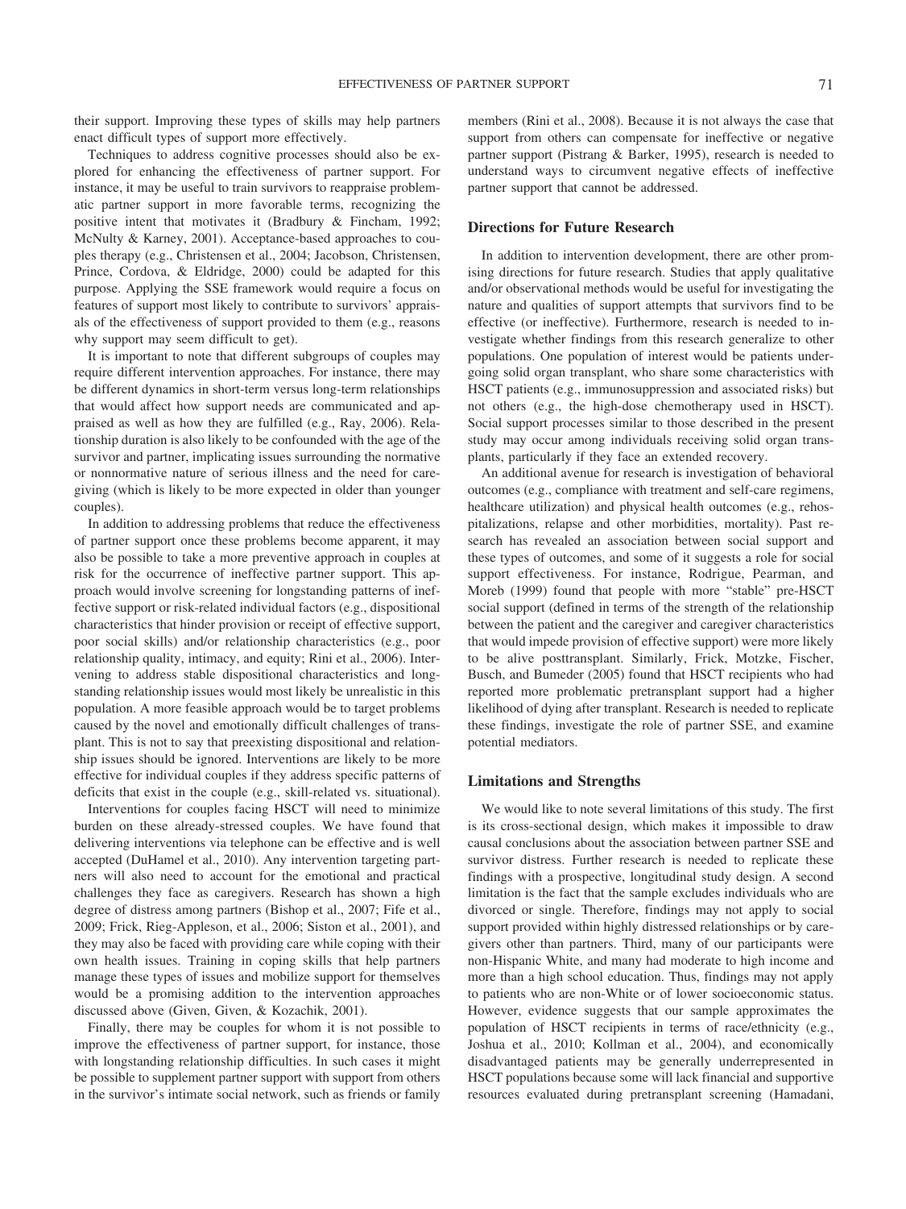their support. Improving these types of skills may help partners enact difficult types of support more effectively.

Techniques to address cognitive processes should also be explored for enhancing the effectiveness of partner support. For instance, it may be useful to train survivors to reappraise problematic partner support in more favorable terms, recognizing the positive intent that motivates it (Bradbury & Fincham, 1992; McNulty & Karney, 2001). Acceptance-based approaches to couples therapy (e.g., Christensen et al., 2004; Jacobson, Christensen, Prince, Cordova, & Eldridge, 2000) could be adapted for this purpose. Applying the SSE framework would require a focus on features of support most likely to contribute to survivors' appraisals of the effectiveness of support provided to them (e.g., reasons why support may seem difficult to get).

It is important to note that different subgroups of couples may require different intervention approaches. For instance, there may be different dynamics in short-term versus long-term relationships that would affect how support needs are communicated and appraised as well as how they are fulfilled (e.g., Ray, 2006). Relationship duration is also likely to be confounded with the age of the survivor and partner, implicating issues surrounding the normative or nonnormative nature of serious illness and the need for caregiving (which is likely to be more expected in older than younger couples).

In addition to addressing problems that reduce the effectiveness of partner support once these problems become apparent, it may also be possible to take a more preventive approach in couples at risk for the occurrence of ineffective partner support. This approach would involve screening for longstanding patterns of ineffective support or risk-related individual factors (e.g., dispositional characteristics that hinder provision or receipt of effective support, poor social skills) and/or relationship characteristics (e.g., poor relationship quality, intimacy, and equity; Rini et al., 2006). Intervening to address stable dispositional characteristics and longstanding relationship issues would most likely be unrealistic in this population. A more feasible approach would be to target problems caused by the novel and emotionally difficult challenges of transplant. This is not to say that preexisting dispositional and relationship issues should be ignored. Interventions are likely to be more effective for individual couples if they address specific patterns of deficits that exist in the couple (e.g., skill-related vs. situational).

Interventions for couples facing HSCT will need to minimize burden on these already-stressed couples. We have found that delivering interventions via telephone can be effective and is well accepted (DuHamel et al., 2010). Any intervention targeting partners will also need to account for the emotional and practical challenges they face as caregivers. Research has shown a high degree of distress among partners (Bishop et al., 2007; Fife et al., 2009; Frick, Rieg-Appleson, et al., 2006; Siston et al., 2001), and they may also be faced with providing care while coping with their own health issues. Training in coping skills that help partners manage these types of issues and mobilize support for themselves would be a promising addition to the intervention approaches discussed above (Given, Given, & Kozachik, 2001).

Finally, there may be couples for whom it is not possible to improve the effectiveness of partner support, for instance, those with longstanding relationship difficulties. In such cases it might be possible to supplement partner support with support from others in the survivor's intimate social network, such as friends or family members (Rini et al., 2008). Because it is not always the case that support from others can compensate for ineffective or negative partner support (Pistrang & Barker, 1995), research is needed to understand ways to circumvent negative effects of ineffective partner support that cannot be addressed.

## Directions for Future Research

In addition to intervention development, there are other promising directions for future research. Studies that apply qualitative and/or observational methods would be useful for investigating the nature and qualities of support attempts that survivors find to be effective (or ineffective). Furthermore, research is needed to investigate whether findings from this research generalize to other populations. One population of interest would be patients undergoing solid organ transplant, who share some characteristics with HSCT patients (e.g., immunosuppression and associated risks) but not others (e.g., the high-dose chemotherapy used in HSCT). Social support processes similar to those described in the present study may occur among individuals receiving solid organ transplants, particularly if they face an extended recovery.

An additional avenue for research is investigation of behavioral outcomes (e.g., compliance with treatment and self-care regimens, healthcare utilization) and physical health outcomes (e.g., rehospitalizations, relapse and other morbidities, mortality). Past research has revealed an association between social support and these types of outcomes, and some of it suggests a role for social support effectiveness. For instance, Rodrigue, Pearman, and Moreb (1999) found that people with more "stable" pre-HSCT social support (defined in terms of the strength of the relationship between the patient and the caregiver and caregiver characteristics that would impede provision of effective support) were more likely to be alive posttransplant. Similarly, Frick, Motzke, Fischer, Busch, and Bumeder (2005) found that HSCT recipients who had reported more problematic pretransplant support had a higher likelihood of dying after transplant. Research is needed to replicate these findings, investigate the role of partner SSE, and examine potential mediators.

## Limitations and Strengths

We would like to note several limitations of this study. The first is its cross-sectional design, which makes it impossible to draw causal conclusions about the association between partner SSE and survivor distress. Further research is needed to replicate these findings with a prospective, longitudinal study design. A second limitation is the fact that the sample excludes individuals who are divorced or single. Therefore, findings may not apply to social support provided within highly distressed relationships or by caregivers other than partners. Third, many of our participants were non-Hispanic White, and many had moderate to high income and more than a high school education. Thus, findings may not apply to patients who are non-White or of lower socioeconomic status. However, evidence suggests that our sample approximates the population of HSCT recipients in terms of race/ethnicity (e.g., Joshua et al., 2010; Kollman et al., 2004), and economically disadvantaged patients may be generally underrepresented in HSCT populations because some will lack financial and supportive resources evaluated during pretransplant screening (Hamadani,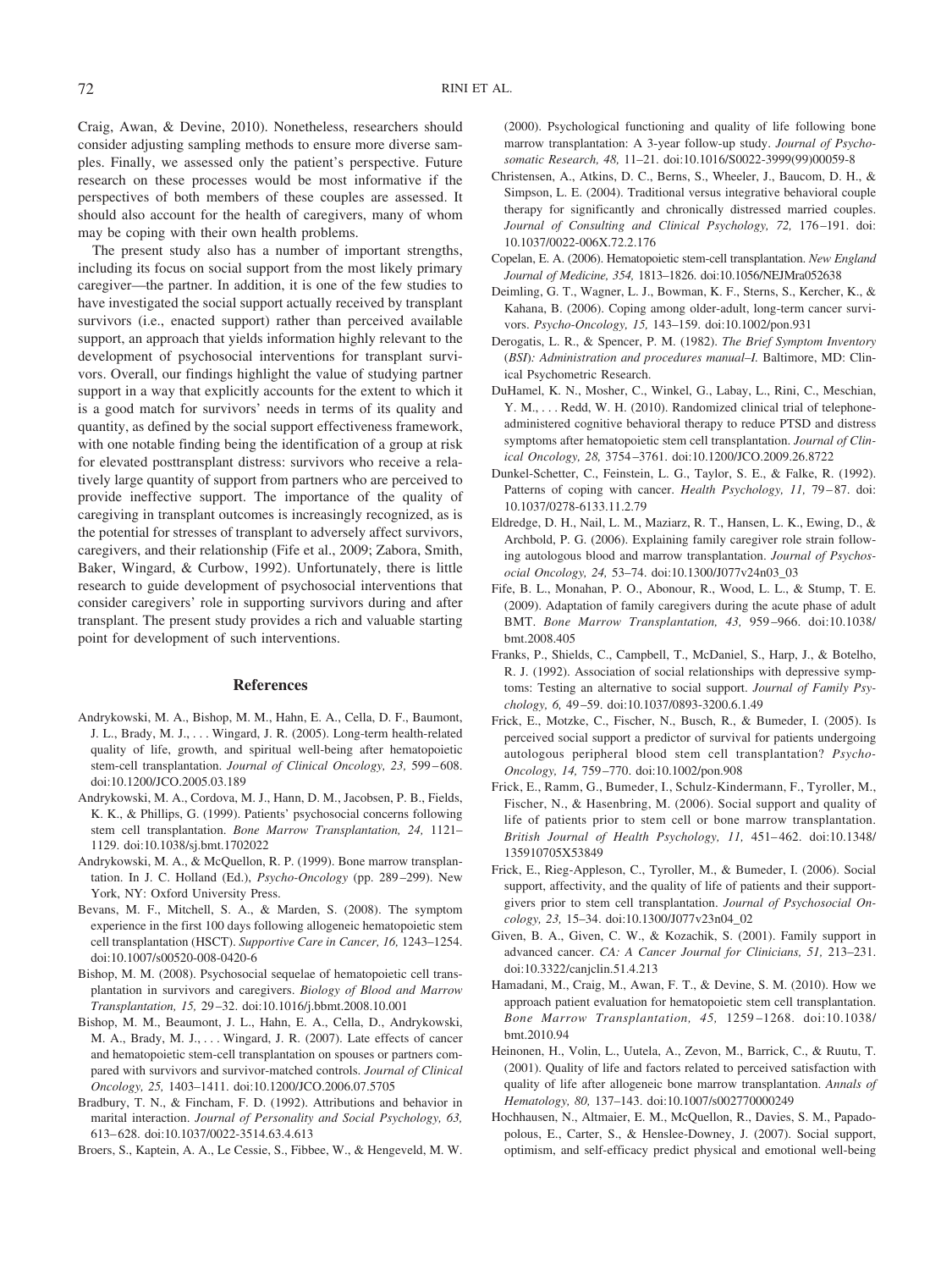Craig, Awan, & Devine, 2010). Nonetheless, researchers should consider adjusting sampling methods to ensure more diverse samples. Finally, we assessed only the patient's perspective. Future research on these processes would be most informative if the perspectives of both members of these couples are assessed. It should also account for the health of caregivers, many of whom may be coping with their own health problems.

The present study also has a number of important strengths, including its focus on social support from the most likely primary caregiver—the partner. In addition, it is one of the few studies to have investigated the social support actually received by transplant survivors (i.e., enacted support) rather than perceived available support, an approach that yields information highly relevant to the development of psychosocial interventions for transplant survivors. Overall, our findings highlight the value of studying partner support in a way that explicitly accounts for the extent to which it is a good match for survivors' needs in terms of its quality and quantity, as defined by the social support effectiveness framework, with one notable finding being the identification of a group at risk for elevated posttransplant distress: survivors who receive a relatively large quantity of support from partners who are perceived to provide ineffective support. The importance of the quality of caregiving in transplant outcomes is increasingly recognized, as is the potential for stresses of transplant to adversely affect survivors, caregivers, and their relationship (Fife et al., 2009; Zabora, Smith, Baker, Wingard, & Curbow, 1992). Unfortunately, there is little research to guide development of psychosocial interventions that consider caregivers' role in supporting survivors during and after transplant. The present study provides a rich and valuable starting point for development of such interventions.

## References

Andrykowski, M. A., Bishop, M. M., Hahn, E. A., Cella, D. F., Baumont, J. L., Brady, M. J., . . . Wingard, J. R. (2005). Long-term health-related quality of life, growth, and spiritual well-being after hematopoietic stem-cell transplantation. *Journal of Clinical Oncology, 23,* 599–608. doi:10.1200/JCO.2005.03.189

Andrykowski, M. A., Cordova, M. J., Hann, D. M., Jacobsen, P. B., Fields, K. K., & Phillips, G. (1999). Patients' psychosocial concerns following stem cell transplantation. *Bone Marrow Transplantation, 24,* 1121–1129. doi:10.1038/sj.bmt.1702022

Andrykowski, M. A., & McQuellon, R. P. (1999). Bone marrow transplantation. In J. C. Holland (Ed.), *Psycho-Oncology* (pp. 289–299). New York, NY: Oxford University Press.

Bevans, M. F., Mitchell, S. A., & Marden, S. (2008). The symptom experience in the first 100 days following allogeneic hematopoietic stem cell transplantation (HSCT). *Supportive Care in Cancer, 16,* 1243–1254. doi:10.1007/s00520-008-0420-6

Bishop, M. M. (2008). Psychosocial sequelae of hematopoietic cell transplantation in survivors and caregivers. *Biology of Blood and Marrow Transplantation, 15,* 29–32. doi:10.1016/j.bbmt.2008.10.001

Bishop, M. M., Beaumont, J. L., Hahn, E. A., Cella, D., Andrykowski, M. A., Brady, M. J., . . . Wingard, J. R. (2007). Late effects of cancer and hematopoietic stem-cell transplantation on spouses or partners compared with survivors and survivor-matched controls. *Journal of Clinical Oncology, 25,* 1403–1411. doi:10.1200/JCO.2006.07.5705

Bradbury, T. N., & Fincham, F. D. (1992). Attributions and behavior in marital interaction. *Journal of Personality and Social Psychology, 63,* 613–628. doi:10.1037/0022-3514.63.4.613

Broers, S., Kaptein, A. A., Le Cessie, S., Fibbee, W., & Hengeveld, M. W. (2000). Psychological functioning and quality of life following bone marrow transplantation: A 3-year follow-up study. *Journal of Psychosomatic Research, 48,* 11–21. doi:10.1016/S0022-3999(99)00059-8

Christensen, A., Atkins, D. C., Berns, S., Wheeler, J., Baucom, D. H., & Simpson, L. E. (2004). Traditional versus integrative behavioral couple therapy for significantly and chronically distressed married couples. *Journal of Consulting and Clinical Psychology, 72,* 176–191. doi:10.1037/0022-006X.72.2.176

Copelan, E. A. (2006). Hematopoietic stem-cell transplantation. *New England Journal of Medicine, 354,* 1813–1826. doi:10.1056/NEJMra052638

Deimling, G. T., Wagner, L. J., Bowman, K. F., Sterns, S., Kercher, K., & Kahana, B. (2006). Coping among older-adult, long-term cancer survivors. *Psycho-Oncology, 15,* 143–159. doi:10.1002/pon.931

Derogatis, L. R., & Spencer, P. M. (1982). *The Brief Symptom Inventory (BSI): Administration and procedures manual–I.* Baltimore, MD: Clinical Psychometric Research.

DuHamel, K. N., Mosher, C., Winkel, G., Labay, L., Rini, C., Meschian, Y. M., . . . Redd, W. H. (2010). Randomized clinical trial of telephone-administered cognitive behavioral therapy to reduce PTSD and distress symptoms after hematopoietic stem cell transplantation. *Journal of Clinical Oncology, 28,* 3754–3761. doi:10.1200/JCO.2009.26.8722

Dunkel-Schetter, C., Feinstein, L. G., Taylor, S. E., & Falke, R. (1992). Patterns of coping with cancer. *Health Psychology, 11,* 79–87. doi:10.1037/0278-6133.11.2.79

Eldredge, D. H., Nail, L. M., Maziarz, R. T., Hansen, L. K., Ewing, D., & Archbold, P. G. (2006). Explaining family caregiver role strain following autologous blood and marrow transplantation. *Journal of Psychosocial Oncology, 24,* 53–74. doi:10.1300/J077v24n03_03

Fife, B. L., Monahan, P. O., Abonour, R., Wood, L. L., & Stump, T. E. (2009). Adaptation of family caregivers during the acute phase of adult BMT. *Bone Marrow Transplantation, 43,* 959–966. doi:10.1038/bmt.2008.405

Franks, P., Shields, C., Campbell, T., McDaniel, S., Harp, J., & Botelho, R. J. (1992). Association of social relationships with depressive symptoms: Testing an alternative to social support. *Journal of Family Psychology, 6,* 49–59. doi:10.1037/0893-3200.6.1.49

Frick, E., Motzke, C., Fischer, N., Busch, R., & Bumeder, I. (2005). Is perceived social support a predictor of survival for patients undergoing autologous peripheral blood stem cell transplantation? *Psycho-Oncology, 14,* 759–770. doi:10.1002/pon.908

Frick, E., Ramm, G., Bumeder, I., Schulz-Kindermann, F., Tyroller, M., Fischer, N., & Hasenbring, M. (2006). Social support and quality of life of patients prior to stem cell or bone marrow transplantation. *British Journal of Health Psychology, 11,* 451–462. doi:10.1348/135910705X53849

Frick, E., Rieg-Appleson, C., Tyroller, M., & Bumeder, I. (2006). Social support, affectivity, and the quality of life of patients and their support-givers prior to stem cell transplantation. *Journal of Psychosocial Oncology, 23,* 15–34. doi:10.1300/J077v23n04_02

Given, B. A., Given, C. W., & Kozachik, S. (2001). Family support in advanced cancer. *CA: A Cancer Journal for Clinicians, 51,* 213–231. doi:10.3322/canjclin.51.4.213

Hamadani, M., Craig, M., Awan, F. T., & Devine, S. M. (2010). How we approach patient evaluation for hematopoietic stem cell transplantation. *Bone Marrow Transplantation, 45,* 1259–1268. doi:10.1038/bmt.2010.94

Heinonen, H., Volin, L., Uutela, A., Zevon, M., Barrick, C., & Ruutu, T. (2001). Quality of life and factors related to perceived satisfaction with quality of life after allogeneic bone marrow transplantation. *Annals of Hematology, 80,* 137–143. doi:10.1007/s002770000249

Hochhausen, N., Altmaier, E. M., McQuellon, R., Davies, S. M., Papadopolous, E., Carter, S., & Henslee-Downey, J. (2007). Social support, optimism, and self-efficacy predict physical and emotional well-being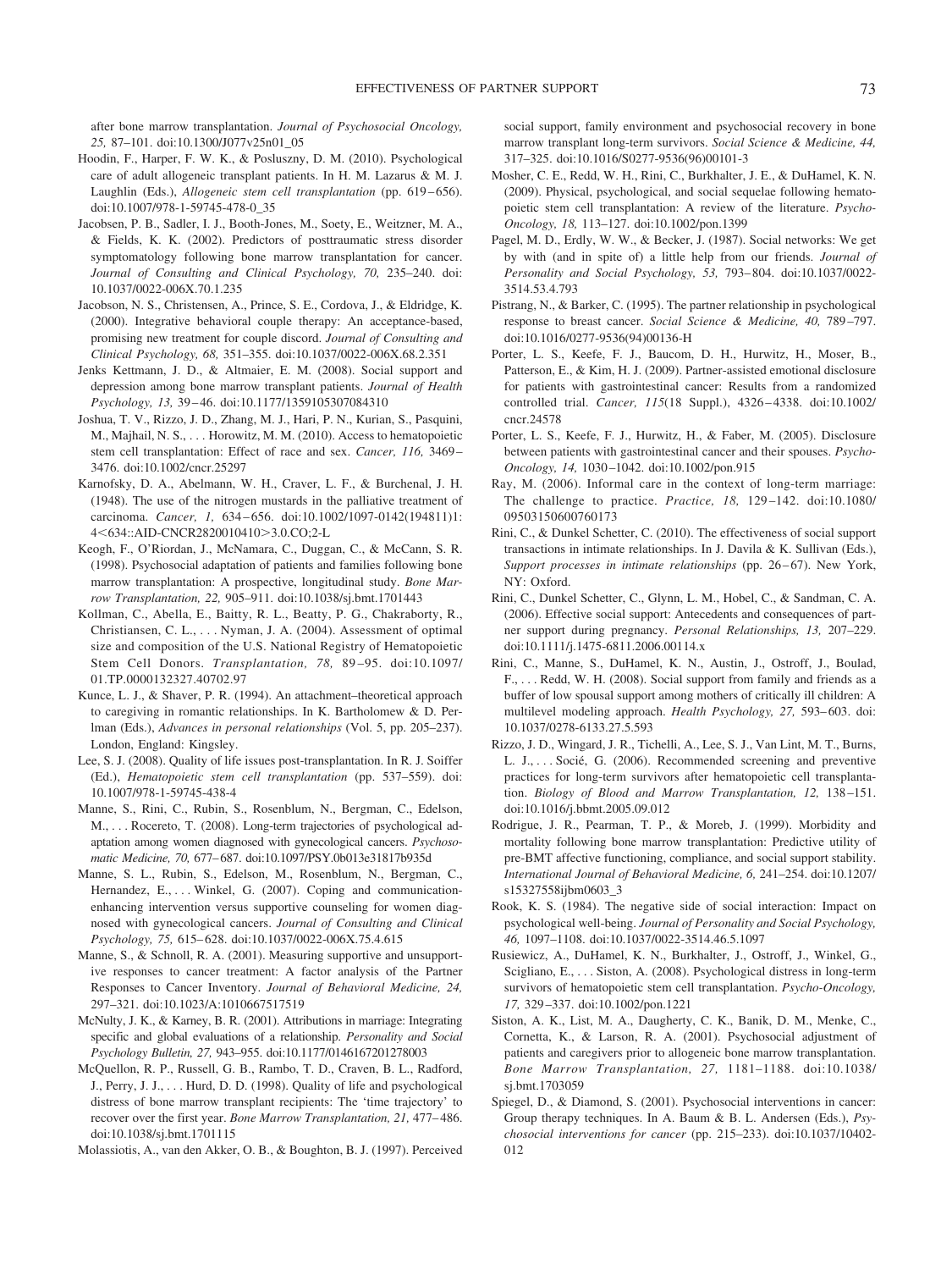after bone marrow transplantation. *Journal of Psychosocial Oncology, 25,* 87–101. doi:10.1300/J077v25n01_05

Hoodin, F., Harper, F. W. K., & Posluszny, D. M. (2010). Psychological care of adult allogeneic transplant patients. In H. M. Lazarus & M. J. Laughlin (Eds.), *Allogeneic stem cell transplantation* (pp. 619–656). doi:10.1007/978-1-59745-478-0_35

Jacobsen, P. B., Sadler, I. J., Booth-Jones, M., Soety, E., Weitzner, M. A., & Fields, K. K. (2002). Predictors of posttraumatic stress disorder symptomatology following bone marrow transplantation for cancer. *Journal of Consulting and Clinical Psychology, 70,* 235–240. doi: 10.1037/0022-006X.70.1.235

Jacobson, N. S., Christensen, A., Prince, S. E., Cordova, J., & Eldridge, K. (2000). Integrative behavioral couple therapy: An acceptance-based, promising new treatment for couple discord. *Journal of Consulting and Clinical Psychology, 68,* 351–355. doi:10.1037/0022-006X.68.2.351

Jenks Kettmann, J. D., & Altmaier, E. M. (2008). Social support and depression among bone marrow transplant patients. *Journal of Health Psychology, 13,* 39–46. doi:10.1177/1359105307084310

Joshua, T. V., Rizzo, J. D., Zhang, M. J., Hari, P. N., Kurian, S., Pasquini, M., Majhail, N. S., . . . Horowitz, M. M. (2010). Access to hematopoietic stem cell transplantation: Effect of race and sex. *Cancer, 116,* 3469–3476. doi:10.1002/cncr.25297

Karnofsky, D. A., Abelmann, W. H., Craver, L. F., & Burchenal, J. H. (1948). The use of the nitrogen mustards in the palliative treatment of carcinoma. *Cancer, 1,* 634–656. doi:10.1002/1097-0142(194811)1:4<634::AID-CNCR2820010410>3.0.CO;2-L

Keogh, F., O'Riordan, J., McNamara, C., Duggan, C., & McCann, S. R. (1998). Psychosocial adaptation of patients and families following bone marrow transplantation: A prospective, longitudinal study. *Bone Marrow Transplantation, 22,* 905–911. doi:10.1038/sj.bmt.1701443

Kollman, C., Abella, E., Baitty, R. L., Beatty, P. G., Chakraborty, R., Christiansen, C. L., . . . Nyman, J. A. (2004). Assessment of optimal size and composition of the U.S. National Registry of Hematopoietic Stem Cell Donors. *Transplantation, 78,* 89–95. doi:10.1097/01.TP.0000132327.40702.97

Kunce, L. J., & Shaver, P. R. (1994). An attachment–theoretical approach to caregiving in romantic relationships. In K. Bartholomew & D. Perlman (Eds.), *Advances in personal relationships* (Vol. 5, pp. 205–237). London, England: Kingsley.

Lee, S. J. (2008). Quality of life issues post-transplantation. In R. J. Soiffer (Ed.), *Hematopoietic stem cell transplantation* (pp. 537–559). doi: 10.1007/978-1-59745-438-4

Manne, S., Rini, C., Rubin, S., Rosenblum, N., Bergman, C., Edelson, M., . . . Rocereto, T. (2008). Long-term trajectories of psychological adaptation among women diagnosed with gynecological cancers. *Psychosomatic Medicine, 70,* 677–687. doi:10.1097/PSY.0b013e31817b935d

Manne, S. L., Rubin, S., Edelson, M., Rosenblum, N., Bergman, C., Hernandez, E., . . . Winkel, G. (2007). Coping and communication-enhancing intervention versus supportive counseling for women diagnosed with gynecological cancers. *Journal of Consulting and Clinical Psychology, 75,* 615–628. doi:10.1037/0022-006X.75.4.615

Manne, S., & Schnoll, R. A. (2001). Measuring supportive and unsupportive responses to cancer treatment: A factor analysis of the Partner Responses to Cancer Inventory. *Journal of Behavioral Medicine, 24,* 297–321. doi:10.1023/A:1010667517519

McNulty, J. K., & Karney, B. R. (2001). Attributions in marriage: Integrating specific and global evaluations of a relationship. *Personality and Social Psychology Bulletin, 27,* 943–955. doi:10.1177/0146167201278003

McQuellon, R. P., Russell, G. B., Rambo, T. D., Craven, B. L., Radford, J., Perry, J. J., . . . Hurd, D. D. (1998). Quality of life and psychological distress of bone marrow transplant recipients: The 'time trajectory' to recover over the first year. *Bone Marrow Transplantation, 21,* 477–486. doi:10.1038/sj.bmt.1701115

Molassiotis, A., van den Akker, O. B., & Boughton, B. J. (1997). Perceived social support, family environment and psychosocial recovery in bone marrow transplant long-term survivors. *Social Science & Medicine, 44,* 317–325. doi:10.1016/S0277-9536(96)00101-3

Mosher, C. E., Redd, W. H., Rini, C., Burkhalter, J. E., & DuHamel, K. N. (2009). Physical, psychological, and social sequelae following hematopoietic stem cell transplantation: A review of the literature. *Psycho-Oncology, 18,* 113–127. doi:10.1002/pon.1399

Pagel, M. D., Erdly, W. W., & Becker, J. (1987). Social networks: We get by with (and in spite of) a little help from our friends. *Journal of Personality and Social Psychology, 53,* 793–804. doi:10.1037/0022-3514.53.4.793

Pistrang, N., & Barker, C. (1995). The partner relationship in psychological response to breast cancer. *Social Science & Medicine, 40,* 789–797. doi:10.1016/0277-9536(94)00136-H

Porter, L. S., Keefe, F. J., Baucom, D. H., Hurwitz, H., Moser, B., Patterson, E., & Kim, H. J. (2009). Partner-assisted emotional disclosure for patients with gastrointestinal cancer: Results from a randomized controlled trial. *Cancer, 115*(18 Suppl.), 4326–4338. doi:10.1002/cncr.24578

Porter, L. S., Keefe, F. J., Hurwitz, H., & Faber, M. (2005). Disclosure between patients with gastrointestinal cancer and their spouses. *Psycho-Oncology, 14,* 1030–1042. doi:10.1002/pon.915

Ray, M. (2006). Informal care in the context of long-term marriage: The challenge to practice. *Practice, 18,* 129–142. doi:10.1080/09503150600760173

Rini, C., & Dunkel Schetter, C. (2010). The effectiveness of social support transactions in intimate relationships. In J. Davila & K. Sullivan (Eds.), *Support processes in intimate relationships* (pp. 26–67). New York, NY: Oxford.

Rini, C., Dunkel Schetter, C., Glynn, L. M., Hobel, C., & Sandman, C. A. (2006). Effective social support: Antecedents and consequences of partner support during pregnancy. *Personal Relationships, 13,* 207–229. doi:10.1111/j.1475-6811.2006.00114.x

Rini, C., Manne, S., DuHamel, K. N., Austin, J., Ostroff, J., Boulad, F., . . . Redd, W. H. (2008). Social support from family and friends as a buffer of low spousal support among mothers of critically ill children: A multilevel modeling approach. *Health Psychology, 27,* 593–603. doi: 10.1037/0278-6133.27.5.593

Rizzo, J. D., Wingard, J. R., Tichelli, A., Lee, S. J., Van Lint, M. T., Burns, L. J., . . . Socié, G. (2006). Recommended screening and preventive practices for long-term survivors after hematopoietic cell transplantation. *Biology of Blood and Marrow Transplantation, 12,* 138–151. doi:10.1016/j.bbmt.2005.09.012

Rodrigue, J. R., Pearman, T. P., & Moreb, J. (1999). Morbidity and mortality following bone marrow transplantation: Predictive utility of pre-BMT affective functioning, compliance, and social support stability. *International Journal of Behavioral Medicine, 6,* 241–254. doi:10.1207/s15327558ijbm0603_3

Rook, K. S. (1984). The negative side of social interaction: Impact on psychological well-being. *Journal of Personality and Social Psychology, 46,* 1097–1108. doi:10.1037/0022-3514.46.5.1097

Rusiewicz, A., DuHamel, K. N., Burkhalter, J., Ostroff, J., Winkel, G., Scigliano, E., . . . Siston, A. (2008). Psychological distress in long-term survivors of hematopoietic stem cell transplantation. *Psycho-Oncology, 17,* 329–337. doi:10.1002/pon.1221

Siston, A. K., List, M. A., Daugherty, C. K., Banik, D. M., Menke, C., Cornetta, K., & Larson, R. A. (2001). Psychosocial adjustment of patients and caregivers prior to allogeneic bone marrow transplantation. *Bone Marrow Transplantation, 27,* 1181–1188. doi:10.1038/sj.bmt.1703059

Spiegel, D., & Diamond, S. (2001). Psychosocial interventions in cancer: Group therapy techniques. In A. Baum & B. L. Andersen (Eds.), *Psychosocial interventions for cancer* (pp. 215–233). doi:10.1037/10402-012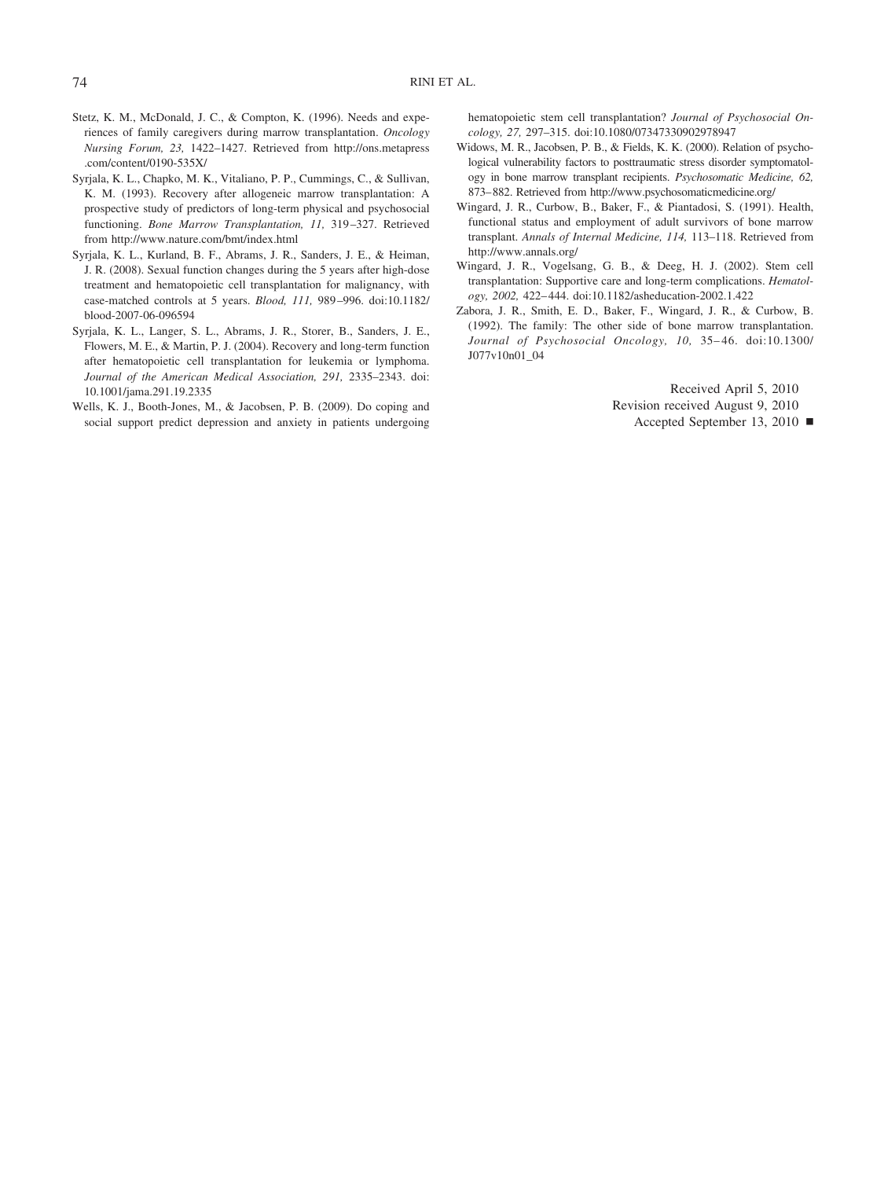Stetz, K. M., McDonald, J. C., & Compton, K. (1996). Needs and experiences of family caregivers during marrow transplantation. *Oncology Nursing Forum, 23,* 1422–1427. Retrieved from http://ons.metapress.com/content/0190-535X/

Syrjala, K. L., Chapko, M. K., Vitaliano, P. P., Cummings, C., & Sullivan, K. M. (1993). Recovery after allogeneic marrow transplantation: A prospective study of predictors of long-term physical and psychosocial functioning. *Bone Marrow Transplantation, 11,* 319–327. Retrieved from http://www.nature.com/bmt/index.html

Syrjala, K. L., Kurland, B. F., Abrams, J. R., Sanders, J. E., & Heiman, J. R. (2008). Sexual function changes during the 5 years after high-dose treatment and hematopoietic cell transplantation for malignancy, with case-matched controls at 5 years. *Blood, 111,* 989–996. doi:10.1182/blood-2007-06-096594

Syrjala, K. L., Langer, S. L., Abrams, J. R., Storer, B., Sanders, J. E., Flowers, M. E., & Martin, P. J. (2004). Recovery and long-term function after hematopoietic cell transplantation for leukemia or lymphoma. *Journal of the American Medical Association, 291,* 2335–2343. doi:10.1001/jama.291.19.2335

Wells, K. J., Booth-Jones, M., & Jacobsen, P. B. (2009). Do coping and social support predict depression and anxiety in patients undergoing hematopoietic stem cell transplantation? *Journal of Psychosocial Oncology, 27,* 297–315. doi:10.1080/07347330902978947

Widows, M. R., Jacobsen, P. B., & Fields, K. K. (2000). Relation of psychological vulnerability factors to posttraumatic stress disorder symptomatology in bone marrow transplant recipients. *Psychosomatic Medicine, 62,* 873–882. Retrieved from http://www.psychosomaticmedicine.org/

Wingard, J. R., Curbow, B., Baker, F., & Piantadosi, S. (1991). Health, functional status and employment of adult survivors of bone marrow transplant. *Annals of Internal Medicine, 114,* 113–118. Retrieved from http://www.annals.org/

Wingard, J. R., Vogelsang, G. B., & Deeg, H. J. (2002). Stem cell transplantation: Supportive care and long-term complications. *Hematology, 2002,* 422–444. doi:10.1182/asheducation-2002.1.422

Zabora, J. R., Smith, E. D., Baker, F., Wingard, J. R., & Curbow, B. (1992). The family: The other side of bone marrow transplantation. *Journal of Psychosocial Oncology, 10,* 35–46. doi:10.1300/J077v10n01_04

Received April 5, 2010
Revision received August 9, 2010
Accepted September 13, 2010 ■